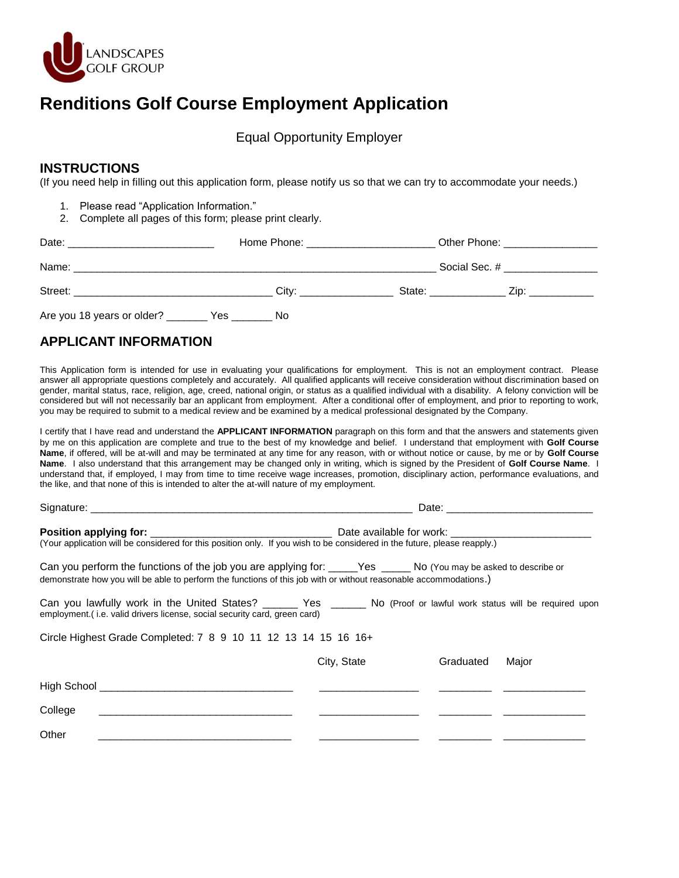LANDSCAPES GOLF GROUP

# Renditions Golf Course Employment Application

Equal Opportunity Employer

## INSTRUCTIONS

(If you need help in filling out this application form, please notify us so that we can try to accommodate your needs.)

1. Please read "Application Information."
2. Complete all pages of this form; please print clearly.

Date: ________________________ Home Phone: _____________________ Other Phone: _______________

Name: ____________________________________________________________ Social Sec. # _______________

Street: _________________________________ City: _______________ State: ____________ Zip: ___________

Are you 18 years or older? _______ Yes _______ No

## APPLICANT INFORMATION

This Application form is intended for use in evaluating your qualifications for employment. This is not an employment contract. Please answer all appropriate questions completely and accurately. All qualified applicants will receive consideration without discrimination based on gender, marital status, race, religion, age, creed, national origin, or status as a qualified individual with a disability. A felony conviction will be considered but will not necessarily bar an applicant from employment. After a conditional offer of employment, and prior to reporting to work, you may be required to submit to a medical review and be examined by a medical professional designated by the Company.

I certify that I have read and understand the **APPLICANT INFORMATION** paragraph on this form and that the answers and statements given by me on this application are complete and true to the best of my knowledge and belief. I understand that employment with **Golf Course Name**, if offered, will be at-will and may be terminated at any time for any reason, with or without notice or cause, by me or by **Golf Course Name**. I also understand that this arrangement may be changed only in writing, which is signed by the President of **Golf Course Name**. I understand that, if employed, I may from time to time receive wage increases, promotion, disciplinary action, performance evaluations, and the like, and that none of this is intended to alter the at-will nature of my employment.

Signature: _____________________________________________________ Date: ________________________

**Position applying for:** ______________________________ Date available for work: _______________________
(Your application will be considered for this position only. If you wish to be considered in the future, please reapply.)

Can you perform the functions of the job you are applying for: _____Yes _____ No (You may be asked to describe or demonstrate how you will be able to perform the functions of this job with or without reasonable accommodations.)

Can you lawfully work in the United States? ______ Yes ______ No (Proof or lawful work status will be required upon employment.( i.e. valid drivers license, social security card, green card)

Circle Highest Grade Completed: 7 8 9 10 11 12 13 14 15 16 16+

| | | City, State | Graduated | Major |
|---|---|---|---|---|
| High School | ________________________________ | _________________ | _________ | ______________ |
| College | ________________________________ | _________________ | _________ | ______________ |
| Other | ________________________________ | _________________ | _________ | ______________ |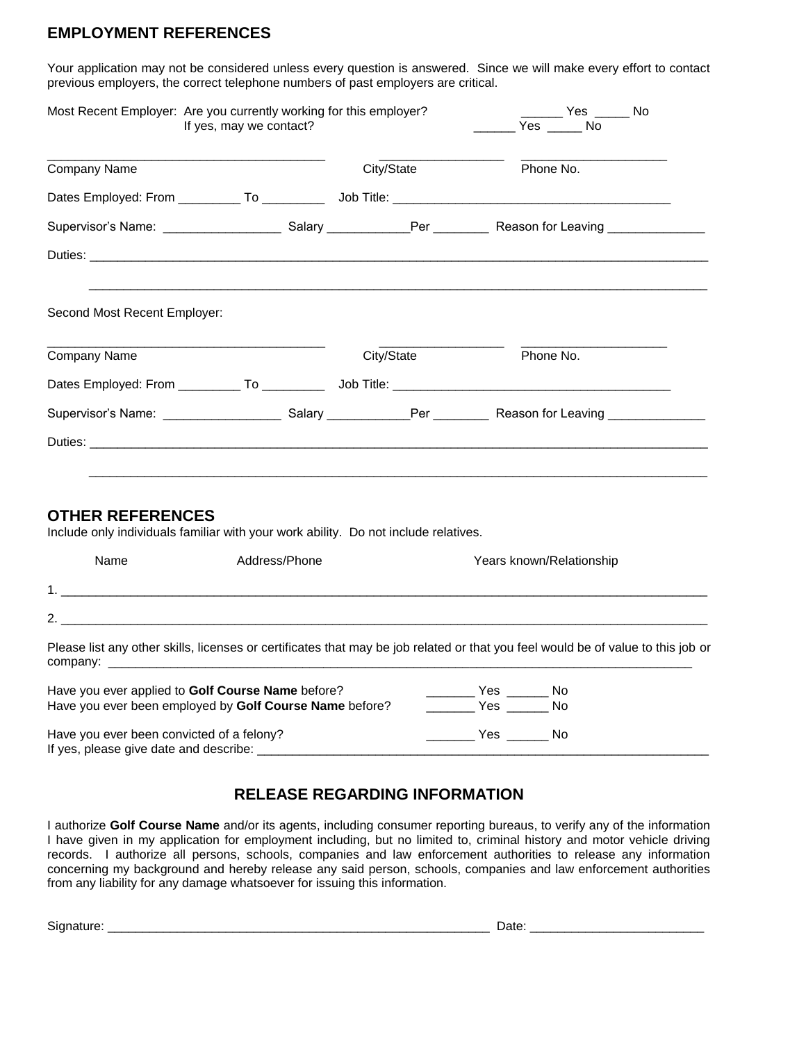## EMPLOYMENT REFERENCES

Your application may not be considered unless every question is answered. Since we will make every effort to contact previous employers, the correct telephone numbers of past employers are critical.

Most Recent Employer: Are you currently working for this employer? ______ Yes _____ No

If yes, may we contact? ______ Yes _____ No

_________________________________________ __________________ _____________________

Company Name City/State Phone No.

Dates Employed: From _________ To _________ Job Title: ________________________________________

Supervisor's Name: _________________ Salary ____________Per ________ Reason for Leaving ______________

Duties: ______________________________________________________________________________________

______________________________________________________________________________________

Second Most Recent Employer:

_________________________________________ __________________ _____________________

Company Name City/State Phone No.

Dates Employed: From _________ To _________ Job Title: ________________________________________

Supervisor's Name: _________________ Salary ____________Per ________ Reason for Leaving ______________

Duties: ______________________________________________________________________________________

______________________________________________________________________________________

## OTHER REFERENCES

Include only individuals familiar with your work ability. Do not include relatives.

Name Address/Phone Years known/Relationship

1. ______________________________________________________________________________________________

2. ______________________________________________________________________________________________

Please list any other skills, licenses or certificates that may be job related or that you feel would be of value to this job or company: ____________________________________________________________________________________

Have you ever applied to **Golf Course Name** before? _______ Yes ______ No

Have you ever been employed by **Golf Course Name** before? _______ Yes ______ No

Have you ever been convicted of a felony? _______ Yes ______ No

If yes, please give date and describe: ____________________________________________________________________

## RELEASE REGARDING INFORMATION

I authorize **Golf Course Name** and/or its agents, including consumer reporting bureaus, to verify any of the information I have given in my application for employment including, but no limited to, criminal history and motor vehicle driving records. I authorize all persons, schools, companies and law enforcement authorities to release any information concerning my background and hereby release any said person, schools, companies and law enforcement authorities from any liability for any damage whatsoever for issuing this information.

Signature: _________________________________________________________ Date: _________________________